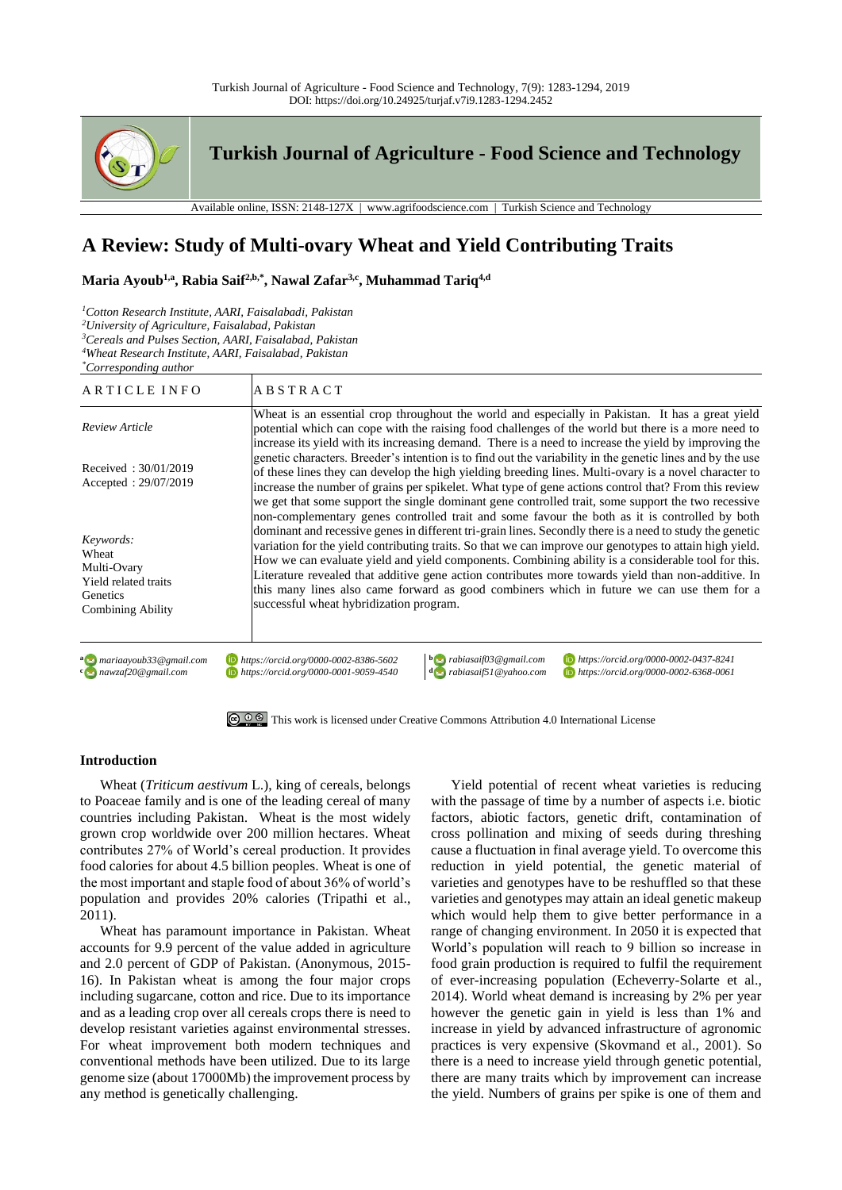# A Review: Study of Multi-ovary Wheat and Yield Contributing Traits

**Maria Ayoub[1,a], Rabia Saif[2,b,*], Nawal Zafar[3,c], Muhammad Tariq[4,d]**

*[1]Cotton Research Institute, AARI, Faisalabadi, Pakistan*
*[2]University of Agriculture, Faisalabad, Pakistan*
*[3]Cereals and Pulses Section, AARI, Faisalabad, Pakistan*
*[4]Wheat Research Institute, AARI, Faisalabad, Pakistan*
*[*]Corresponding author*

| ARTICLE INFO | ABSTRACT |
|---|---|
| *Review Article*<br><br>Received : 30/01/2019<br>Accepted : 29/07/2019<br><br>*Keywords:*<br>Wheat<br>Multi-Ovary<br>Yield related traits<br>Genetics<br>Combining Ability | Wheat is an essential crop throughout the world and especially in Pakistan. It has a great yield potential which can cope with the raising food challenges of the world but there is a more need to increase its yield with its increasing demand. There is a need to increase the yield by improving the genetic characters. Breeder's intention is to find out the variability in the genetic lines and by the use of these lines they can develop the high yielding breeding lines. Multi-ovary is a novel character to increase the number of grains per spikelet. What type of gene actions control that? From this review we get that some support the single dominant gene controlled trait, some support the two recessive non-complementary genes controlled trait and some favour the both as it is controlled by both dominant and recessive genes in different tri-grain lines. Secondly there is a need to study the genetic variation for the yield contributing traits. So that we can improve our genotypes to attain high yield. How we can evaluate yield and yield components. Combining ability is a considerable tool for this. Literature revealed that additive gene action contributes more towards yield than non-additive. In this many lines also came forward as good combiners which in future we can use them for a successful wheat hybridization program. |

[a] mariaayoub33@gmail.com https://orcid.org/0000-0002-8386-5602
[b] rabiasaif03@gmail.com https://orcid.org/0000-0002-0437-8241
[c] nawzaf20@gmail.com https://orcid.org/0000-0001-9059-4540
[d] rabiasaif51@yahoo.com https://orcid.org/0000-0002-6368-0061

This work is licensed under Creative Commons Attribution 4.0 International License

## Introduction

Wheat (*Triticum aestivum* L.), king of cereals, belongs to Poaceae family and is one of the leading cereal of many countries including Pakistan. Wheat is the most widely grown crop worldwide over 200 million hectares. Wheat contributes 27% of World's cereal production. It provides food calories for about 4.5 billion peoples. Wheat is one of the most important and staple food of about 36% of world's population and provides 20% calories (Tripathi et al., 2011).

Wheat has paramount importance in Pakistan. Wheat accounts for 9.9 percent of the value added in agriculture and 2.0 percent of GDP of Pakistan. (Anonymous, 2015-16). In Pakistan wheat is among the four major crops including sugarcane, cotton and rice. Due to its importance and as a leading crop over all cereals crops there is need to develop resistant varieties against environmental stresses. For wheat improvement both modern techniques and conventional methods have been utilized. Due to its large genome size (about 17000Mb) the improvement process by any method is genetically challenging.

Yield potential of recent wheat varieties is reducing with the passage of time by a number of aspects i.e. biotic factors, abiotic factors, genetic drift, contamination of cross pollination and mixing of seeds during threshing cause a fluctuation in final average yield. To overcome this reduction in yield potential, the genetic material of varieties and genotypes have to be reshuffled so that these varieties and genotypes may attain an ideal genetic makeup which would help them to give better performance in a range of changing environment. In 2050 it is expected that World's population will reach to 9 billion so increase in food grain production is required to fulfil the requirement of ever-increasing population (Echeverry-Solarte et al., 2014). World wheat demand is increasing by 2% per year however the genetic gain in yield is less than 1% and increase in yield by advanced infrastructure of agronomic practices is very expensive (Skovmand et al., 2001). So there is a need to increase yield through genetic potential, there are many traits which by improvement can increase the yield. Numbers of grains per spike is one of them and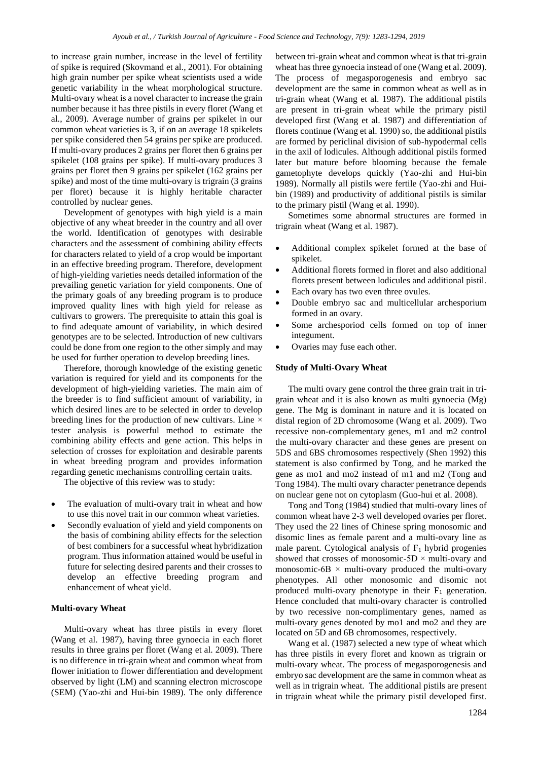to increase grain number, increase in the level of fertility of spike is required (Skovmand et al., 2001). For obtaining high grain number per spike wheat scientists used a wide genetic variability in the wheat morphological structure. Multi-ovary wheat is a novel character to increase the grain number because it has three pistils in every floret (Wang et al., 2009). Average number of grains per spikelet in our common wheat varieties is 3, if on an average 18 spikelets per spike considered then 54 grains per spike are produced. If multi-ovary produces 2 grains per floret then 6 grains per spikelet (108 grains per spike). If multi-ovary produces 3 grains per floret then 9 grains per spikelet (162 grains per spike) and most of the time multi-ovary is trigrain (3 grains per floret) because it is highly heritable character controlled by nuclear genes.

Development of genotypes with high yield is a main objective of any wheat breeder in the country and all over the world. Identification of genotypes with desirable characters and the assessment of combining ability effects for characters related to yield of a crop would be important in an effective breeding program. Therefore, development of high-yielding varieties needs detailed information of the prevailing genetic variation for yield components. One of the primary goals of any breeding program is to produce improved quality lines with high yield for release as cultivars to growers. The prerequisite to attain this goal is to find adequate amount of variability, in which desired genotypes are to be selected. Introduction of new cultivars could be done from one region to the other simply and may be used for further operation to develop breeding lines.

Therefore, thorough knowledge of the existing genetic variation is required for yield and its components for the development of high-yielding varieties. The main aim of the breeder is to find sufficient amount of variability, in which desired lines are to be selected in order to develop breeding lines for the production of new cultivars. Line × tester analysis is powerful method to estimate the combining ability effects and gene action. This helps in selection of crosses for exploitation and desirable parents in wheat breeding program and provides information regarding genetic mechanisms controlling certain traits.

The objective of this review was to study:

- The evaluation of multi-ovary trait in wheat and how to use this novel trait in our common wheat varieties.
- Secondly evaluation of yield and yield components on the basis of combining ability effects for the selection of best combiners for a successful wheat hybridization program. Thus information attained would be useful in future for selecting desired parents and their crosses to develop an effective breeding program and enhancement of wheat yield.

**Multi-ovary Wheat**

Multi-ovary wheat has three pistils in every floret (Wang et al. 1987), having three gynoecia in each floret results in three grains per floret (Wang et al. 2009). There is no difference in tri-grain wheat and common wheat from flower initiation to flower differentiation and development observed by light (LM) and scanning electron microscope (SEM) (Yao-zhi and Hui-bin 1989). The only difference between tri-grain wheat and common wheat is that tri-grain wheat has three gynoecia instead of one (Wang et al. 2009). The process of megasporogenesis and embryo sac development are the same in common wheat as well as in tri-grain wheat (Wang et al. 1987). The additional pistils are present in tri-grain wheat while the primary pistil developed first (Wang et al. 1987) and differentiation of florets continue (Wang et al. 1990) so, the additional pistils are formed by periclinal division of sub-hypodermal cells in the axil of lodicules. Although additional pistils formed later but mature before blooming because the female gametophyte develops quickly (Yao-zhi and Hui-bin 1989). Normally all pistils were fertile (Yao-zhi and Hui-bin (1989) and productivity of additional pistils is similar to the primary pistil (Wang et al. 1990).

Sometimes some abnormal structures are formed in trigrain wheat (Wang et al. 1987).

- Additional complex spikelet formed at the base of spikelet.
- Additional florets formed in floret and also additional florets present between lodicules and additional pistil.
- Each ovary has two even three ovules.
- Double embryo sac and multicellular archesporium formed in an ovary.
- Some archesporiod cells formed on top of inner integument.
- Ovaries may fuse each other.

**Study of Multi-Ovary Wheat**

The multi ovary gene control the three grain trait in tri-grain wheat and it is also known as multi gynoecia (Mg) gene. The Mg is dominant in nature and it is located on distal region of 2D chromosome (Wang et al. 2009). Two recessive non-complementary genes, m1 and m2 control the multi-ovary character and these genes are present on 5DS and 6BS chromosomes respectively (Shen 1992) this statement is also confirmed by Tong, and he marked the gene as mo1 and mo2 instead of m1 and m2 (Tong and Tong 1984). The multi ovary character penetrance depends on nuclear gene not on cytoplasm (Guo-hui et al. 2008).

Tong and Tong (1984) studied that multi-ovary lines of common wheat have 2-3 well developed ovaries per floret. They used the 22 lines of Chinese spring monosomic and disomic lines as female parent and a multi-ovary line as male parent. Cytological analysis of $F_1$ hybrid progenies showed that crosses of monosomic-5D × multi-ovary and monosomic-6B × multi-ovary produced the multi-ovary phenotypes. All other monosomic and disomic not produced multi-ovary phenotype in their $F_1$ generation. Hence concluded that multi-ovary character is controlled by two recessive non-complimentary genes, named as multi-ovary genes denoted by mo1 and mo2 and they are located on 5D and 6B chromosomes, respectively.

Wang et al. (1987) selected a new type of wheat which has three pistils in every floret and known as trigrain or multi-ovary wheat. The process of megasporogenesis and embryo sac development are the same in common wheat as well as in trigrain wheat. The additional pistils are present in trigrain wheat while the primary pistil developed first.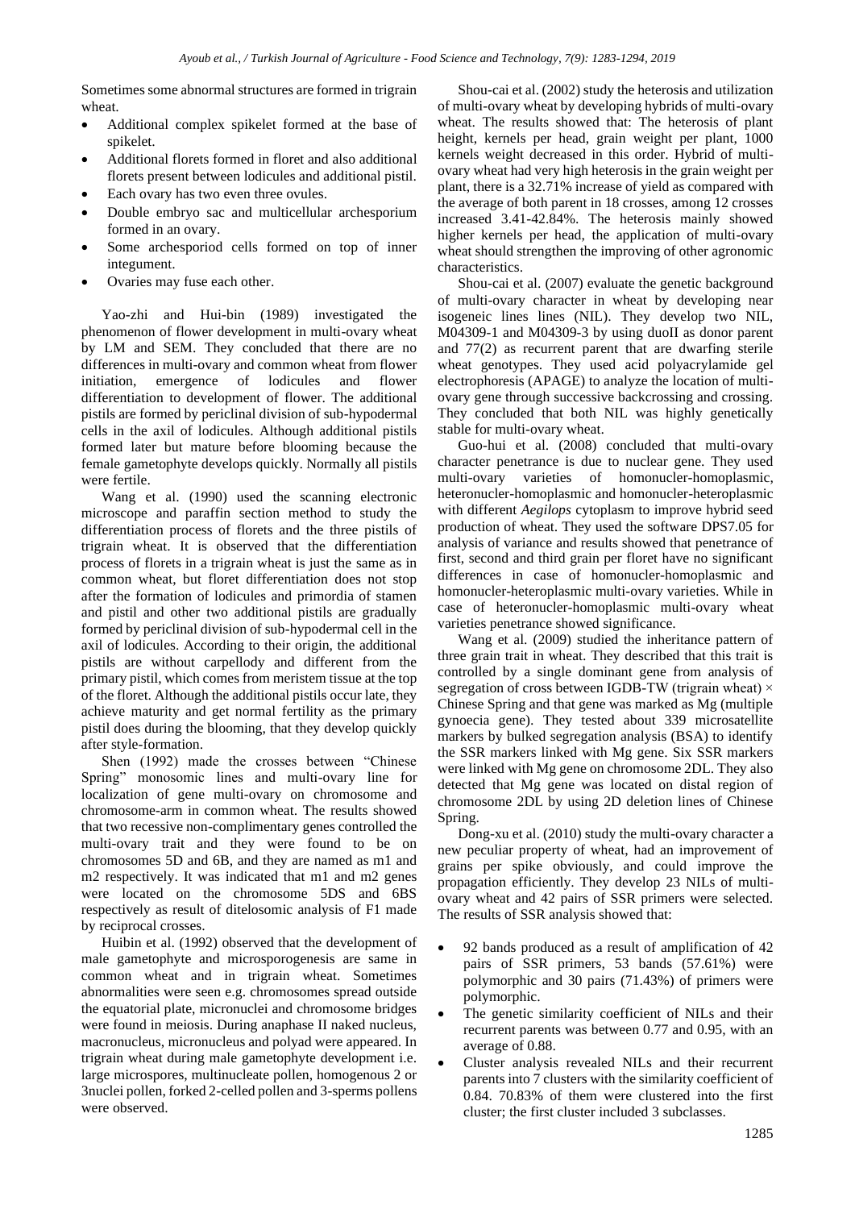Sometimes some abnormal structures are formed in trigrain wheat.

- Additional complex spikelet formed at the base of spikelet.
- Additional florets formed in floret and also additional florets present between lodicules and additional pistil.
- Each ovary has two even three ovules.
- Double embryo sac and multicellular archesporium formed in an ovary.
- Some archesporiod cells formed on top of inner integument.
- Ovaries may fuse each other.

Yao-zhi and Hui-bin (1989) investigated the phenomenon of flower development in multi-ovary wheat by LM and SEM. They concluded that there are no differences in multi-ovary and common wheat from flower initiation, emergence of lodicules and flower differentiation to development of flower. The additional pistils are formed by periclinal division of sub-hypodermal cells in the axil of lodicules. Although additional pistils formed later but mature before blooming because the female gametophyte develops quickly. Normally all pistils were fertile.

Wang et al. (1990) used the scanning electronic microscope and paraffin section method to study the differentiation process of florets and the three pistils of trigrain wheat. It is observed that the differentiation process of florets in a trigrain wheat is just the same as in common wheat, but floret differentiation does not stop after the formation of lodicules and primordia of stamen and pistil and other two additional pistils are gradually formed by periclinal division of sub-hypodermal cell in the axil of lodicules. According to their origin, the additional pistils are without carpellody and different from the primary pistil, which comes from meristem tissue at the top of the floret. Although the additional pistils occur late, they achieve maturity and get normal fertility as the primary pistil does during the blooming, that they develop quickly after style-formation.

Shen (1992) made the crosses between "Chinese Spring" monosomic lines and multi-ovary line for localization of gene multi-ovary on chromosome and chromosome-arm in common wheat. The results showed that two recessive non-complimentary genes controlled the multi-ovary trait and they were found to be on chromosomes 5D and 6B, and they are named as m1 and m2 respectively. It was indicated that m1 and m2 genes were located on the chromosome 5DS and 6BS respectively as result of ditelosomic analysis of F1 made by reciprocal crosses.

Huibin et al. (1992) observed that the development of male gametophyte and microsporogenesis are same in common wheat and in trigrain wheat. Sometimes abnormalities were seen e.g. chromosomes spread outside the equatorial plate, micronuclei and chromosome bridges were found in meiosis. During anaphase II naked nucleus, macronucleus, micronucleus and polyad were appeared. In trigrain wheat during male gametophyte development i.e. large microspores, multinucleate pollen, homogenous 2 or 3nuclei pollen, forked 2-celled pollen and 3-sperms pollens were observed.

Shou-cai et al. (2002) study the heterosis and utilization of multi-ovary wheat by developing hybrids of multi-ovary wheat. The results showed that: The heterosis of plant height, kernels per head, grain weight per plant, 1000 kernels weight decreased in this order. Hybrid of multi-ovary wheat had very high heterosis in the grain weight per plant, there is a 32.71% increase of yield as compared with the average of both parent in 18 crosses, among 12 crosses increased 3.41-42.84%. The heterosis mainly showed higher kernels per head, the application of multi-ovary wheat should strengthen the improving of other agronomic characteristics.

Shou-cai et al. (2007) evaluate the genetic background of multi-ovary character in wheat by developing near isogeneic lines lines (NIL). They develop two NIL, M04309-1 and M04309-3 by using duoII as donor parent and 77(2) as recurrent parent that are dwarfing sterile wheat genotypes. They used acid polyacrylamide gel electrophoresis (APAGE) to analyze the location of multi-ovary gene through successive backcrossing and crossing. They concluded that both NIL was highly genetically stable for multi-ovary wheat.

Guo-hui et al. (2008) concluded that multi-ovary character penetrance is due to nuclear gene. They used multi-ovary varieties of homonucler-homoplasmic, heteronucler-homoplasmic and homonucler-heteroplasmic with different *Aegilops* cytoplasm to improve hybrid seed production of wheat. They used the software DPS7.05 for analysis of variance and results showed that penetrance of first, second and third grain per floret have no significant differences in case of homonucler-homoplasmic and homonucler-heteroplasmic multi-ovary varieties. While in case of heteronucler-homoplasmic multi-ovary wheat varieties penetrance showed significance.

Wang et al. (2009) studied the inheritance pattern of three grain trait in wheat. They described that this trait is controlled by a single dominant gene from analysis of segregation of cross between IGDB-TW (trigrain wheat) × Chinese Spring and that gene was marked as Mg (multiple gynoecia gene). They tested about 339 microsatellite markers by bulked segregation analysis (BSA) to identify the SSR markers linked with Mg gene. Six SSR markers were linked with Mg gene on chromosome 2DL. They also detected that Mg gene was located on distal region of chromosome 2DL by using 2D deletion lines of Chinese Spring.

Dong-xu et al. (2010) study the multi-ovary character a new peculiar property of wheat, had an improvement of grains per spike obviously, and could improve the propagation efficiently. They develop 23 NILs of multi-ovary wheat and 42 pairs of SSR primers were selected. The results of SSR analysis showed that:

- 92 bands produced as a result of amplification of 42 pairs of SSR primers, 53 bands (57.61%) were polymorphic and 30 pairs (71.43%) of primers were polymorphic.
- The genetic similarity coefficient of NILs and their recurrent parents was between 0.77 and 0.95, with an average of 0.88.
- Cluster analysis revealed NILs and their recurrent parents into 7 clusters with the similarity coefficient of 0.84. 70.83% of them were clustered into the first cluster; the first cluster included 3 subclasses.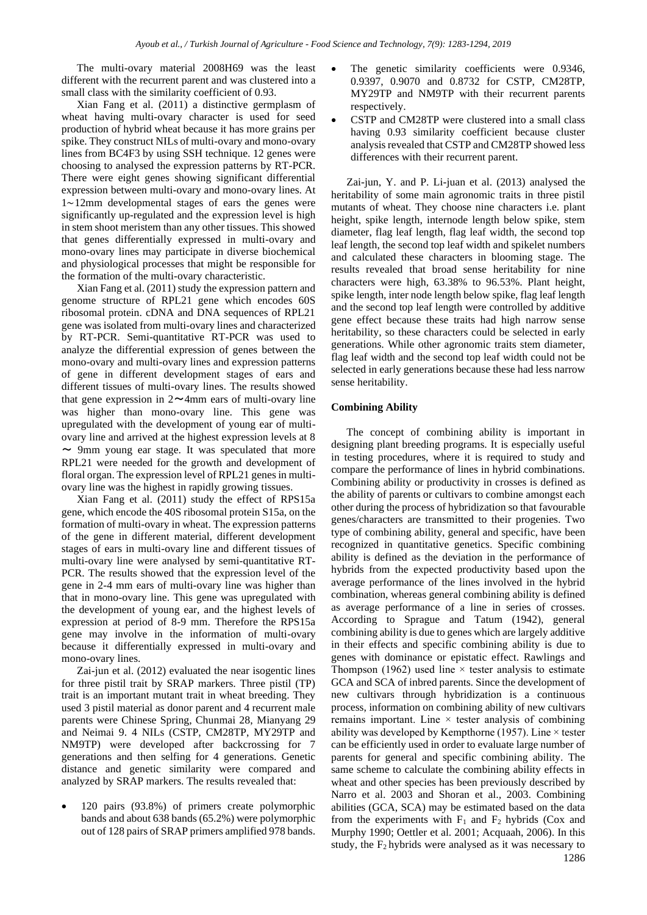The multi-ovary material 2008H69 was the least different with the recurrent parent and was clustered into a small class with the similarity coefficient of 0.93.

Xian Fang et al. (2011) a distinctive germplasm of wheat having multi-ovary character is used for seed production of hybrid wheat because it has more grains per spike. They construct NILs of multi-ovary and mono-ovary lines from BC4F3 by using SSH technique. 12 genes were choosing to analysed the expression patterns by RT-PCR. There were eight genes showing significant differential expression between multi-ovary and mono-ovary lines. At 1∼12mm developmental stages of ears the genes were significantly up-regulated and the expression level is high in stem shoot meristem than any other tissues. This showed that genes differentially expressed in multi-ovary and mono-ovary lines may participate in diverse biochemical and physiological processes that might be responsible for the formation of the multi-ovary characteristic.

Xian Fang et al. (2011) study the expression pattern and genome structure of RPL21 gene which encodes 60S ribosomal protein. cDNA and DNA sequences of RPL21 gene was isolated from multi-ovary lines and characterized by RT-PCR. Semi-quantitative RT-PCR was used to analyze the differential expression of genes between the mono-ovary and multi-ovary lines and expression patterns of gene in different development stages of ears and different tissues of multi-ovary lines. The results showed that gene expression in 2～4mm ears of multi-ovary line was higher than mono-ovary line. This gene was upregulated with the development of young ear of multi-ovary line and arrived at the highest expression levels at 8 ～ 9mm young ear stage. It was speculated that more RPL21 were needed for the growth and development of floral organ. The expression level of RPL21 genes in multi-ovary line was the highest in rapidly growing tissues.

Xian Fang et al. (2011) study the effect of RPS15a gene, which encode the 40S ribosomal protein S15a, on the formation of multi-ovary in wheat. The expression patterns of the gene in different material, different development stages of ears in multi-ovary line and different tissues of multi-ovary line were analysed by semi-quantitative RT-PCR. The results showed that the expression level of the gene in 2-4 mm ears of multi-ovary line was higher than that in mono-ovary line. This gene was upregulated with the development of young ear, and the highest levels of expression at period of 8-9 mm. Therefore the RPS15a gene may involve in the information of multi-ovary because it differentially expressed in multi-ovary and mono-ovary lines.

Zai-jun et al. (2012) evaluated the near isogentic lines for three pistil trait by SRAP markers. Three pistil (TP) trait is an important mutant trait in wheat breeding. They used 3 pistil material as donor parent and 4 recurrent male parents were Chinese Spring, Chunmai 28, Mianyang 29 and Neimai 9. 4 NILs (CSTP, CM28TP, MY29TP and NM9TP) were developed after backcrossing for 7 generations and then selfing for 4 generations. Genetic distance and genetic similarity were compared and analyzed by SRAP markers. The results revealed that:

- 120 pairs (93.8%) of primers create polymorphic bands and about 638 bands (65.2%) were polymorphic out of 128 pairs of SRAP primers amplified 978 bands.
- The genetic similarity coefficients were 0.9346, 0.9397, 0.9070 and 0.8732 for CSTP, CM28TP, MY29TP and NM9TP with their recurrent parents respectively.
- CSTP and CM28TP were clustered into a small class having 0.93 similarity coefficient because cluster analysis revealed that CSTP and CM28TP showed less differences with their recurrent parent.

Zai-jun, Y. and P. Li-juan et al. (2013) analysed the heritability of some main agronomic traits in three pistil mutants of wheat. They choose nine characters i.e. plant height, spike length, internode length below spike, stem diameter, flag leaf length, flag leaf width, the second top leaf length, the second top leaf width and spikelet numbers and calculated these characters in blooming stage. The results revealed that broad sense heritability for nine characters were high, 63.38% to 96.53%. Plant height, spike length, inter node length below spike, flag leaf length and the second top leaf length were controlled by additive gene effect because these traits had high narrow sense heritability, so these characters could be selected in early generations. While other agronomic traits stem diameter, flag leaf width and the second top leaf width could not be selected in early generations because these had less narrow sense heritability.

## Combining Ability

The concept of combining ability is important in designing plant breeding programs. It is especially useful in testing procedures, where it is required to study and compare the performance of lines in hybrid combinations. Combining ability or productivity in crosses is defined as the ability of parents or cultivars to combine amongst each other during the process of hybridization so that favourable genes/characters are transmitted to their progenies. Two type of combining ability, general and specific, have been recognized in quantitative genetics. Specific combining ability is defined as the deviation in the performance of hybrids from the expected productivity based upon the average performance of the lines involved in the hybrid combination, whereas general combining ability is defined as average performance of a line in series of crosses. According to Sprague and Tatum (1942), general combining ability is due to genes which are largely additive in their effects and specific combining ability is due to genes with dominance or epistatic effect. Rawlings and Thompson (1962) used line × tester analysis to estimate GCA and SCA of inbred parents. Since the development of new cultivars through hybridization is a continuous process, information on combining ability of new cultivars remains important. Line × tester analysis of combining ability was developed by Kempthorne (1957). Line × tester can be efficiently used in order to evaluate large number of parents for general and specific combining ability. The same scheme to calculate the combining ability effects in wheat and other species has been previously described by Narro et al. 2003 and Shoran et al., 2003. Combining abilities (GCA, SCA) may be estimated based on the data from the experiments with $F_1$ and $F_2$ hybrids (Cox and Murphy 1990; Oettler et al. 2001; Acquaah, 2006). In this study, the $F_2$ hybrids were analysed as it was necessary to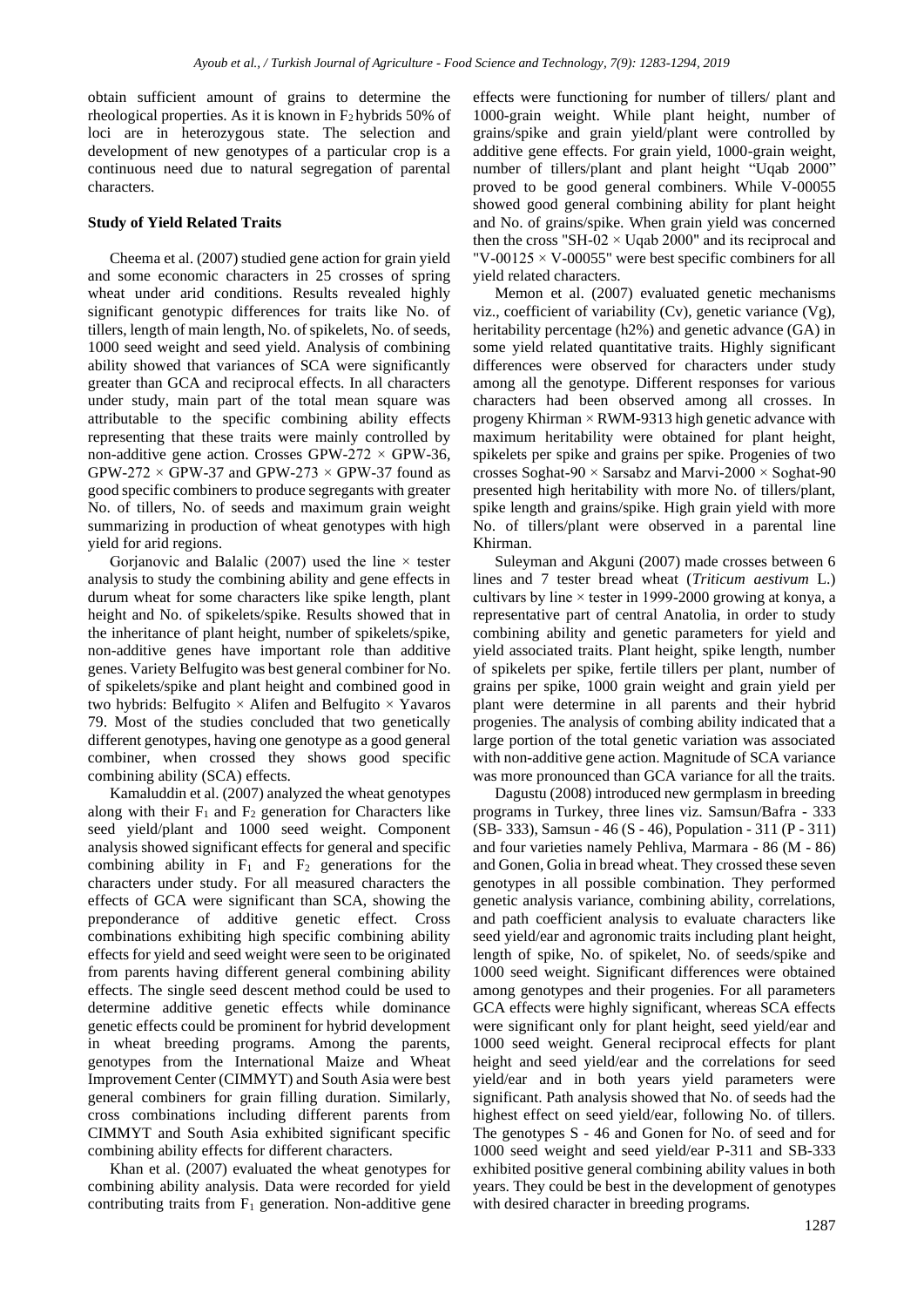obtain sufficient amount of grains to determine the rheological properties. As it is known in $F_2$ hybrids 50% of loci are in heterozygous state. The selection and development of new genotypes of a particular crop is a continuous need due to natural segregation of parental characters.

**Study of Yield Related Traits**

Cheema et al. (2007) studied gene action for grain yield and some economic characters in 25 crosses of spring wheat under arid conditions. Results revealed highly significant genotypic differences for traits like No. of tillers, length of main length, No. of spikelets, No. of seeds, 1000 seed weight and seed yield. Analysis of combining ability showed that variances of SCA were significantly greater than GCA and reciprocal effects. In all characters under study, main part of the total mean square was attributable to the specific combining ability effects representing that these traits were mainly controlled by non-additive gene action. Crosses GPW-272 × GPW-36, GPW-272 × GPW-37 and GPW-273 × GPW-37 found as good specific combiners to produce segregants with greater No. of tillers, No. of seeds and maximum grain weight summarizing in production of wheat genotypes with high yield for arid regions.

Gorjanovic and Balalic (2007) used the line × tester analysis to study the combining ability and gene effects in durum wheat for some characters like spike length, plant height and No. of spikelets/spike. Results showed that in the inheritance of plant height, number of spikelets/spike, non-additive genes have important role than additive genes. Variety Belfugito was best general combiner for No. of spikelets/spike and plant height and combined good in two hybrids: Belfugito × Alifen and Belfugito × Yavaros 79. Most of the studies concluded that two genetically different genotypes, having one genotype as a good general combiner, when crossed they shows good specific combining ability (SCA) effects.

Kamaluddin et al. (2007) analyzed the wheat genotypes along with their $F_1$ and $F_2$ generation for Characters like seed yield/plant and 1000 seed weight. Component analysis showed significant effects for general and specific combining ability in $F_1$ and $F_2$ generations for the characters under study. For all measured characters the effects of GCA were significant than SCA, showing the preponderance of additive genetic effect. Cross combinations exhibiting high specific combining ability effects for yield and seed weight were seen to be originated from parents having different general combining ability effects. The single seed descent method could be used to determine additive genetic effects while dominance genetic effects could be prominent for hybrid development in wheat breeding programs. Among the parents, genotypes from the International Maize and Wheat Improvement Center (CIMMYT) and South Asia were best general combiners for grain filling duration. Similarly, cross combinations including different parents from CIMMYT and South Asia exhibited significant specific combining ability effects for different characters.

Khan et al. (2007) evaluated the wheat genotypes for combining ability analysis. Data were recorded for yield contributing traits from $F_1$ generation. Non-additive gene effects were functioning for number of tillers/ plant and 1000-grain weight. While plant height, number of grains/spike and grain yield/plant were controlled by additive gene effects. For grain yield, 1000-grain weight, number of tillers/plant and plant height "Uqab 2000" proved to be good general combiners. While V-00055 showed good general combining ability for plant height and No. of grains/spike. When grain yield was concerned then the cross "SH-02 × Uqab 2000" and its reciprocal and "V-00125 × V-00055" were best specific combiners for all yield related characters.

Memon et al. (2007) evaluated genetic mechanisms viz., coefficient of variability (Cv), genetic variance (Vg), heritability percentage (h2%) and genetic advance (GA) in some yield related quantitative traits. Highly significant differences were observed for characters under study among all the genotype. Different responses for various characters had been observed among all crosses. In progeny Khirman × RWM-9313 high genetic advance with maximum heritability were obtained for plant height, spikelets per spike and grains per spike. Progenies of two crosses Soghat-90 × Sarsabz and Marvi-2000 × Soghat-90 presented high heritability with more No. of tillers/plant, spike length and grains/spike. High grain yield with more No. of tillers/plant were observed in a parental line Khirman.

Suleyman and Akguni (2007) made crosses between 6 lines and 7 tester bread wheat (*Triticum aestivum* L.) cultivars by line × tester in 1999-2000 growing at konya, a representative part of central Anatolia, in order to study combining ability and genetic parameters for yield and yield associated traits. Plant height, spike length, number of spikelets per spike, fertile tillers per plant, number of grains per spike, 1000 grain weight and grain yield per plant were determine in all parents and their hybrid progenies. The analysis of combing ability indicated that a large portion of the total genetic variation was associated with non-additive gene action. Magnitude of SCA variance was more pronounced than GCA variance for all the traits.

Dagustu (2008) introduced new germplasm in breeding programs in Turkey, three lines viz. Samsun/Bafra - 333 (SB- 333), Samsun - 46 (S - 46), Population - 311 (P - 311) and four varieties namely Pehliva, Marmara - 86 (M - 86) and Gonen, Golia in bread wheat. They crossed these seven genotypes in all possible combination. They performed genetic analysis variance, combining ability, correlations, and path coefficient analysis to evaluate characters like seed yield/ear and agronomic traits including plant height, length of spike, No. of spikelet, No. of seeds/spike and 1000 seed weight. Significant differences were obtained among genotypes and their progenies. For all parameters GCA effects were highly significant, whereas SCA effects were significant only for plant height, seed yield/ear and 1000 seed weight. General reciprocal effects for plant height and seed yield/ear and the correlations for seed yield/ear and in both years yield parameters were significant. Path analysis showed that No. of seeds had the highest effect on seed yield/ear, following No. of tillers. The genotypes S - 46 and Gonen for No. of seed and for 1000 seed weight and seed yield/ear P-311 and SB-333 exhibited positive general combining ability values in both years. They could be best in the development of genotypes with desired character in breeding programs.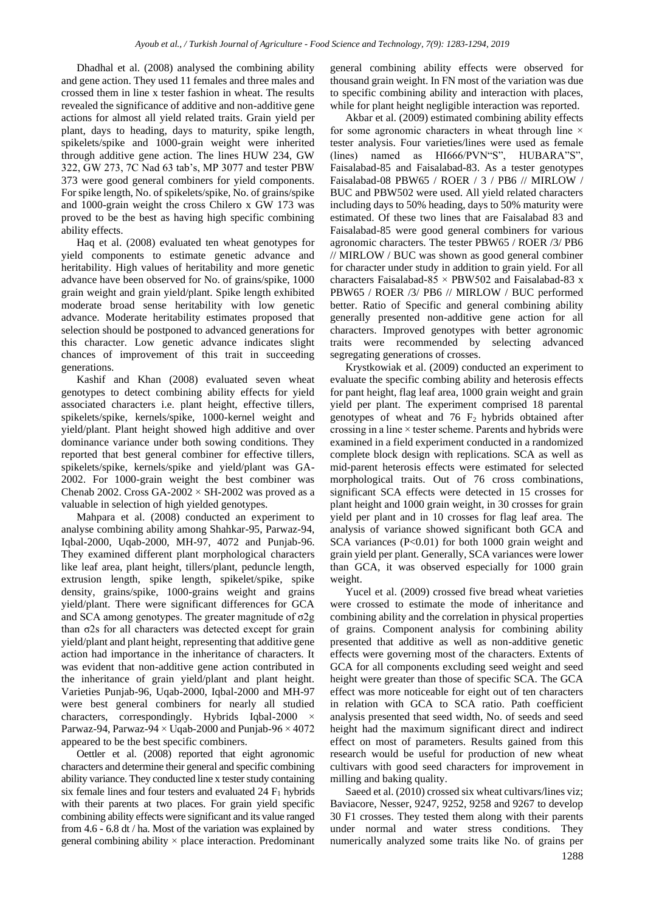Dhadhal et al. (2008) analysed the combining ability and gene action. They used 11 females and three males and crossed them in line x tester fashion in wheat. The results revealed the significance of additive and non-additive gene actions for almost all yield related traits. Grain yield per plant, days to heading, days to maturity, spike length, spikelets/spike and 1000-grain weight were inherited through additive gene action. The lines HUW 234, GW 322, GW 273, 7C Nad 63 tab's, MP 3077 and tester PBW 373 were good general combiners for yield components. For spike length, No. of spikelets/spike, No. of grains/spike and 1000-grain weight the cross Chilero x GW 173 was proved to be the best as having high specific combining ability effects.

Haq et al. (2008) evaluated ten wheat genotypes for yield components to estimate genetic advance and heritability. High values of heritability and more genetic advance have been observed for No. of grains/spike, 1000 grain weight and grain yield/plant. Spike length exhibited moderate broad sense heritability with low genetic advance. Moderate heritability estimates proposed that selection should be postponed to advanced generations for this character. Low genetic advance indicates slight chances of improvement of this trait in succeeding generations.

Kashif and Khan (2008) evaluated seven wheat genotypes to detect combining ability effects for yield associated characters i.e. plant height, effective tillers, spikelets/spike, kernels/spike, 1000-kernel weight and yield/plant. Plant height showed high additive and over dominance variance under both sowing conditions. They reported that best general combiner for effective tillers, spikelets/spike, kernels/spike and yield/plant was GA-2002. For 1000-grain weight the best combiner was Chenab 2002. Cross GA-2002 × SH-2002 was proved as a valuable in selection of high yielded genotypes.

Mahpara et al. (2008) conducted an experiment to analyse combining ability among Shahkar-95, Parwaz-94, Iqbal-2000, Uqab-2000, MH-97, 4072 and Punjab-96. They examined different plant morphological characters like leaf area, plant height, tillers/plant, peduncle length, extrusion length, spike length, spikelet/spike, spike density, grains/spike, 1000-grains weight and grains yield/plant. There were significant differences for GCA and SCA among genotypes. The greater magnitude of $\sigma 2g$ than $\sigma 2s$ for all characters was detected except for grain yield/plant and plant height, representing that additive gene action had importance in the inheritance of characters. It was evident that non-additive gene action contributed in the inheritance of grain yield/plant and plant height. Varieties Punjab-96, Uqab-2000, Iqbal-2000 and MH-97 were best general combiners for nearly all studied characters, correspondingly. Hybrids Iqbal-2000 × Parwaz-94, Parwaz-94 × Uqab-2000 and Punjab-96 × 4072 appeared to be the best specific combiners.

Oettler et al. (2008) reported that eight agronomic characters and determine their general and specific combining ability variance. They conducted line x tester study containing six female lines and four testers and evaluated 24 $F_1$ hybrids with their parents at two places. For grain yield specific combining ability effects were significant and its value ranged from 4.6 - 6.8 dt / ha. Most of the variation was explained by general combining ability × place interaction. Predominant general combining ability effects were observed for thousand grain weight. In FN most of the variation was due to specific combining ability and interaction with places, while for plant height negligible interaction was reported.

Akbar et al. (2009) estimated combining ability effects for some agronomic characters in wheat through line × tester analysis. Four varieties/lines were used as female (lines) named as HI666/PVN"S", HUBARA"S", Faisalabad-85 and Faisalabad-83. As a tester genotypes Faisalabad-08 PBW65 / ROER / 3 / PB6 // MIRLOW / BUC and PBW502 were used. All yield related characters including days to 50% heading, days to 50% maturity were estimated. Of these two lines that are Faisalabad 83 and Faisalabad-85 were good general combiners for various agronomic characters. The tester PBW65 / ROER /3/ PB6 // MIRLOW / BUC was shown as good general combiner for character under study in addition to grain yield. For all characters Faisalabad-85 × PBW502 and Faisalabad-83 x PBW65 / ROER /3/ PB6 // MIRLOW / BUC performed better. Ratio of Specific and general combining ability generally presented non-additive gene action for all characters. Improved genotypes with better agronomic traits were recommended by selecting advanced segregating generations of crosses.

Krystkowiak et al. (2009) conducted an experiment to evaluate the specific combing ability and heterosis effects for pant height, flag leaf area, 1000 grain weight and grain yield per plant. The experiment comprised 18 parental genotypes of wheat and 76 $F_2$ hybrids obtained after crossing in a line × tester scheme. Parents and hybrids were examined in a field experiment conducted in a randomized complete block design with replications. SCA as well as mid-parent heterosis effects were estimated for selected morphological traits. Out of 76 cross combinations, significant SCA effects were detected in 15 crosses for plant height and 1000 grain weight, in 30 crosses for grain yield per plant and in 10 crosses for flag leaf area. The analysis of variance showed significant both GCA and SCA variances ($P<0.01$) for both 1000 grain weight and grain yield per plant. Generally, SCA variances were lower than GCA, it was observed especially for 1000 grain weight.

Yucel et al. (2009) crossed five bread wheat varieties were crossed to estimate the mode of inheritance and combining ability and the correlation in physical properties of grains. Component analysis for combining ability presented that additive as well as non-additive genetic effects were governing most of the characters. Extents of GCA for all components excluding seed weight and seed height were greater than those of specific SCA. The GCA effect was more noticeable for eight out of ten characters in relation with GCA to SCA ratio. Path coefficient analysis presented that seed width, No. of seeds and seed height had the maximum significant direct and indirect effect on most of parameters. Results gained from this research would be useful for production of new wheat cultivars with good seed characters for improvement in milling and baking quality.

Saeed et al. (2010) crossed six wheat cultivars/lines viz; Baviacore, Nesser, 9247, 9252, 9258 and 9267 to develop 30 F1 crosses. They tested them along with their parents under normal and water stress conditions. They numerically analyzed some traits like No. of grains per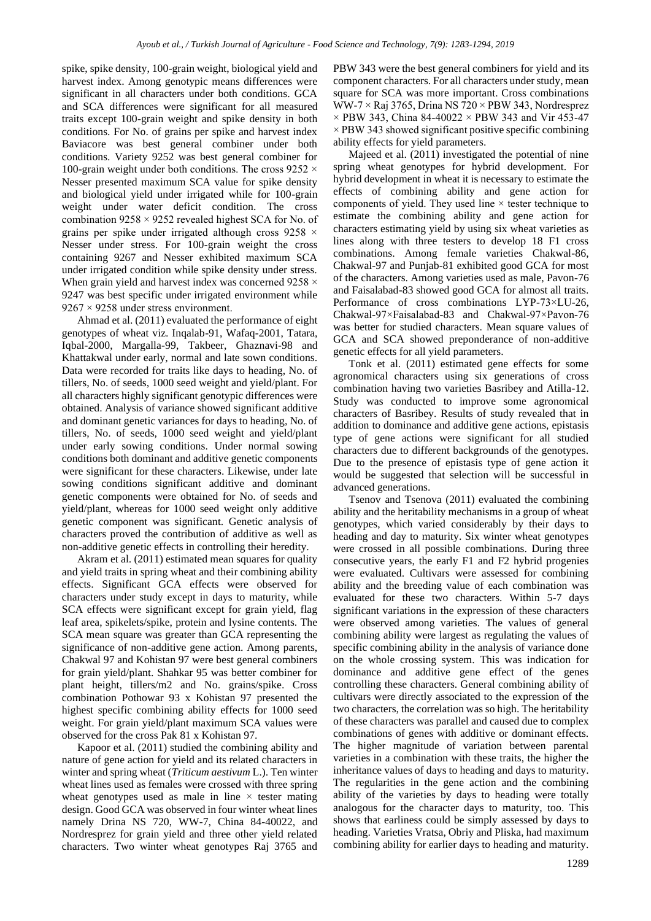spike, spike density, 100-grain weight, biological yield and harvest index. Among genotypic means differences were significant in all characters under both conditions. GCA and SCA differences were significant for all measured traits except 100-grain weight and spike density in both conditions. For No. of grains per spike and harvest index Baviacore was best general combiner under both conditions. Variety 9252 was best general combiner for 100-grain weight under both conditions. The cross 9252 × Nesser presented maximum SCA value for spike density and biological yield under irrigated while for 100-grain weight under water deficit condition. The cross combination 9258 × 9252 revealed highest SCA for No. of grains per spike under irrigated although cross 9258 × Nesser under stress. For 100-grain weight the cross containing 9267 and Nesser exhibited maximum SCA under irrigated condition while spike density under stress. When grain yield and harvest index was concerned 9258 × 9247 was best specific under irrigated environment while 9267 × 9258 under stress environment.

Ahmad et al. (2011) evaluated the performance of eight genotypes of wheat viz. Inqalab-91, Wafaq-2001, Tatara, Iqbal-2000, Margalla-99, Takbeer, Ghaznavi-98 and Khattakwal under early, normal and late sown conditions. Data were recorded for traits like days to heading, No. of tillers, No. of seeds, 1000 seed weight and yield/plant. For all characters highly significant genotypic differences were obtained. Analysis of variance showed significant additive and dominant genetic variances for days to heading, No. of tillers, No. of seeds, 1000 seed weight and yield/plant under early sowing conditions. Under normal sowing conditions both dominant and additive genetic components were significant for these characters. Likewise, under late sowing conditions significant additive and dominant genetic components were obtained for No. of seeds and yield/plant, whereas for 1000 seed weight only additive genetic component was significant. Genetic analysis of characters proved the contribution of additive as well as non-additive genetic effects in controlling their heredity.

Akram et al. (2011) estimated mean squares for quality and yield traits in spring wheat and their combining ability effects. Significant GCA effects were observed for characters under study except in days to maturity, while SCA effects were significant except for grain yield, flag leaf area, spikelets/spike, protein and lysine contents. The SCA mean square was greater than GCA representing the significance of non-additive gene action. Among parents, Chakwal 97 and Kohistan 97 were best general combiners for grain yield/plant. Shahkar 95 was better combiner for plant height, tillers/m2 and No. grains/spike. Cross combination Pothowar 93 x Kohistan 97 presented the highest specific combining ability effects for 1000 seed weight. For grain yield/plant maximum SCA values were observed for the cross Pak 81 x Kohistan 97.

Kapoor et al. (2011) studied the combining ability and nature of gene action for yield and its related characters in winter and spring wheat (*Triticum aestivum* L.). Ten winter wheat lines used as females were crossed with three spring wheat genotypes used as male in line × tester mating design. Good GCA was observed in four winter wheat lines namely Drina NS 720, WW-7, China 84-40022, and Nordresprez for grain yield and three other yield related characters. Two winter wheat genotypes Raj 3765 and PBW 343 were the best general combiners for yield and its component characters. For all characters under study, mean square for SCA was more important. Cross combinations WW-7 × Raj 3765, Drina NS 720 × PBW 343, Nordresprez × PBW 343, China 84-40022 × PBW 343 and Vir 453-47 × PBW 343 showed significant positive specific combining ability effects for yield parameters.

Majeed et al. (2011) investigated the potential of nine spring wheat genotypes for hybrid development. For hybrid development in wheat it is necessary to estimate the effects of combining ability and gene action for components of yield. They used line × tester technique to estimate the combining ability and gene action for characters estimating yield by using six wheat varieties as lines along with three testers to develop 18 F1 cross combinations. Among female varieties Chakwal-86, Chakwal-97 and Punjab-81 exhibited good GCA for most of the characters. Among varieties used as male, Pavon-76 and Faisalabad-83 showed good GCA for almost all traits. Performance of cross combinations LYP-73×LU-26, Chakwal-97×Faisalabad-83 and Chakwal-97×Pavon-76 was better for studied characters. Mean square values of GCA and SCA showed preponderance of non-additive genetic effects for all yield parameters.

Tonk et al. (2011) estimated gene effects for some agronomical characters using six generations of cross combination having two varieties Basribey and Atilla-12. Study was conducted to improve some agronomical characters of Basribey. Results of study revealed that in addition to dominance and additive gene actions, epistasis type of gene actions were significant for all studied characters due to different backgrounds of the genotypes. Due to the presence of epistasis type of gene action it would be suggested that selection will be successful in advanced generations.

Tsenov and Tsenova (2011) evaluated the combining ability and the heritability mechanisms in a group of wheat genotypes, which varied considerably by their days to heading and day to maturity. Six winter wheat genotypes were crossed in all possible combinations. During three consecutive years, the early F1 and F2 hybrid progenies were evaluated. Cultivars were assessed for combining ability and the breeding value of each combination was evaluated for these two characters. Within 5-7 days significant variations in the expression of these characters were observed among varieties. The values of general combining ability were largest as regulating the values of specific combining ability in the analysis of variance done on the whole crossing system. This was indication for dominance and additive gene effect of the genes controlling these characters. General combining ability of cultivars were directly associated to the expression of the two characters, the correlation was so high. The heritability of these characters was parallel and caused due to complex combinations of genes with additive or dominant effects. The higher magnitude of variation between parental varieties in a combination with these traits, the higher the inheritance values of days to heading and days to maturity. The regularities in the gene action and the combining ability of the varieties by days to heading were totally analogous for the character days to maturity, too. This shows that earliness could be simply assessed by days to heading. Varieties Vratsa, Obriy and Pliska, had maximum combining ability for earlier days to heading and maturity.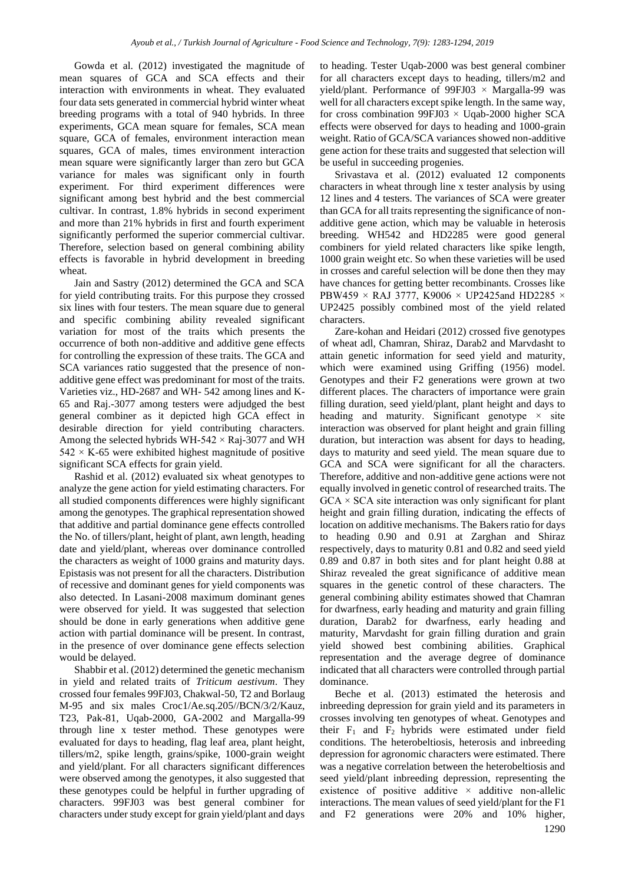Gowda et al. (2012) investigated the magnitude of mean squares of GCA and SCA effects and their interaction with environments in wheat. They evaluated four data sets generated in commercial hybrid winter wheat breeding programs with a total of 940 hybrids. In three experiments, GCA mean square for females, SCA mean square, GCA of females, environment interaction mean squares, GCA of males, times environment interaction mean square were significantly larger than zero but GCA variance for males was significant only in fourth experiment. For third experiment differences were significant among best hybrid and the best commercial cultivar. In contrast, 1.8% hybrids in second experiment and more than 21% hybrids in first and fourth experiment significantly performed the superior commercial cultivar. Therefore, selection based on general combining ability effects is favorable in hybrid development in breeding wheat.

Jain and Sastry (2012) determined the GCA and SCA for yield contributing traits. For this purpose they crossed six lines with four testers. The mean square due to general and specific combining ability revealed significant variation for most of the traits which presents the occurrence of both non-additive and additive gene effects for controlling the expression of these traits. The GCA and SCA variances ratio suggested that the presence of non-additive gene effect was predominant for most of the traits. Varieties viz., HD-2687 and WH- 542 among lines and K-65 and Raj.-3077 among testers were adjudged the best general combiner as it depicted high GCA effect in desirable direction for yield contributing characters. Among the selected hybrids WH-542 × Raj-3077 and WH 542 × K-65 were exhibited highest magnitude of positive significant SCA effects for grain yield.

Rashid et al. (2012) evaluated six wheat genotypes to analyze the gene action for yield estimating characters. For all studied components differences were highly significant among the genotypes. The graphical representation showed that additive and partial dominance gene effects controlled the No. of tillers/plant, height of plant, awn length, heading date and yield/plant, whereas over dominance controlled the characters as weight of 1000 grains and maturity days. Epistasis was not present for all the characters. Distribution of recessive and dominant genes for yield components was also detected. In Lasani-2008 maximum dominant genes were observed for yield. It was suggested that selection should be done in early generations when additive gene action with partial dominance will be present. In contrast, in the presence of over dominance gene effects selection would be delayed.

Shabbir et al. (2012) determined the genetic mechanism in yield and related traits of *Triticum aestivum*. They crossed four females 99FJ03, Chakwal-50, T2 and Borlaug M-95 and six males Croc1/Ae.sq.205//BCN/3/2/Kauz, T23, Pak-81, Uqab-2000, GA-2002 and Margalla-99 through line x tester method. These genotypes were evaluated for days to heading, flag leaf area, plant height, tillers/m2, spike length, grains/spike, 1000-grain weight and yield/plant. For all characters significant differences were observed among the genotypes, it also suggested that these genotypes could be helpful in further upgrading of characters. 99FJ03 was best general combiner for characters under study except for grain yield/plant and days to heading. Tester Uqab-2000 was best general combiner for all characters except days to heading, tillers/m2 and yield/plant. Performance of 99FJ03 × Margalla-99 was well for all characters except spike length. In the same way, for cross combination 99FJ03 × Uqab-2000 higher SCA effects were observed for days to heading and 1000-grain weight. Ratio of GCA/SCA variances showed non-additive gene action for these traits and suggested that selection will be useful in succeeding progenies.

Srivastava et al. (2012) evaluated 12 components characters in wheat through line x tester analysis by using 12 lines and 4 testers. The variances of SCA were greater than GCA for all traits representing the significance of non-additive gene action, which may be valuable in heterosis breeding. WH542 and HD2285 were good general combiners for yield related characters like spike length, 1000 grain weight etc. So when these varieties will be used in crosses and careful selection will be done then they may have chances for getting better recombinants. Crosses like PBW459 × RAJ 3777, K9006 × UP2425and HD2285 × UP2425 possibly combined most of the yield related characters.

Zare-kohan and Heidari (2012) crossed five genotypes of wheat adl, Chamran, Shiraz, Darab2 and Marvdasht to attain genetic information for seed yield and maturity, which were examined using Griffing (1956) model. Genotypes and their F2 generations were grown at two different places. The characters of importance were grain filling duration, seed yield/plant, plant height and days to heading and maturity. Significant genotype × site interaction was observed for plant height and grain filling duration, but interaction was absent for days to heading, days to maturity and seed yield. The mean square due to GCA and SCA were significant for all the characters. Therefore, additive and non-additive gene actions were not equally involved in genetic control of researched traits. The GCA × SCA site interaction was only significant for plant height and grain filling duration, indicating the effects of location on additive mechanisms. The Bakers ratio for days to heading 0.90 and 0.91 at Zarghan and Shiraz respectively, days to maturity 0.81 and 0.82 and seed yield 0.89 and 0.87 in both sites and for plant height 0.88 at Shiraz revealed the great significance of additive mean squares in the genetic control of these characters. The general combining ability estimates showed that Chamran for dwarfness, early heading and maturity and grain filling duration, Darab2 for dwarfness, early heading and maturity, Marvdasht for grain filling duration and grain yield showed best combining abilities. Graphical representation and the average degree of dominance indicated that all characters were controlled through partial dominance.

Beche et al. (2013) estimated the heterosis and inbreeding depression for grain yield and its parameters in crosses involving ten genotypes of wheat. Genotypes and their $F_1$ and $F_2$ hybrids were estimated under field conditions. The heterobeltiosis, heterosis and inbreeding depression for agronomic characters were estimated. There was a negative correlation between the heterobeltiosis and seed yield/plant inbreeding depression, representing the existence of positive additive × additive non-allelic interactions. The mean values of seed yield/plant for the F1 and F2 generations were 20% and 10% higher,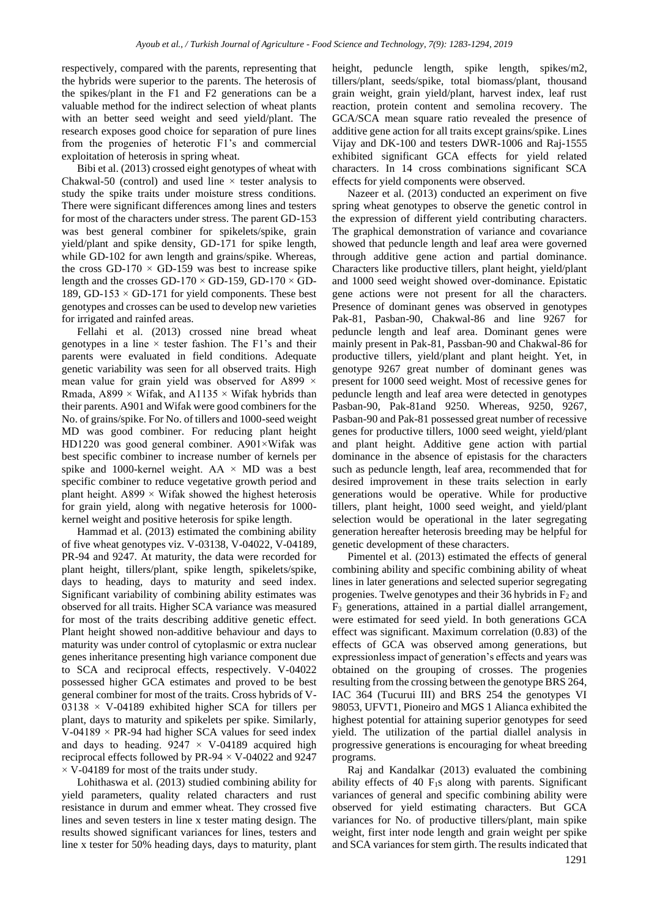respectively, compared with the parents, representing that the hybrids were superior to the parents. The heterosis of the spikes/plant in the F1 and F2 generations can be a valuable method for the indirect selection of wheat plants with an better seed weight and seed yield/plant. The research exposes good choice for separation of pure lines from the progenies of heterotic F1's and commercial exploitation of heterosis in spring wheat.

Bibi et al. (2013) crossed eight genotypes of wheat with Chakwal-50 (control) and used line × tester analysis to study the spike traits under moisture stress conditions. There were significant differences among lines and testers for most of the characters under stress. The parent GD-153 was best general combiner for spikelets/spike, grain yield/plant and spike density, GD-171 for spike length, while GD-102 for awn length and grains/spike. Whereas, the cross GD-170 × GD-159 was best to increase spike length and the crosses GD-170 × GD-159, GD-170 × GD-189, GD-153 × GD-171 for yield components. These best genotypes and crosses can be used to develop new varieties for irrigated and rainfed areas.

Fellahi et al. (2013) crossed nine bread wheat genotypes in a line × tester fashion. The F1's and their parents were evaluated in field conditions. Adequate genetic variability was seen for all observed traits. High mean value for grain yield was observed for A899 × Rmada, A899 × Wifak, and A1135 × Wifak hybrids than their parents. A901 and Wifak were good combiners for the No. of grains/spike. For No. of tillers and 1000-seed weight MD was good combiner. For reducing plant height HD1220 was good general combiner. A901×Wifak was best specific combiner to increase number of kernels per spike and 1000-kernel weight. AA × MD was a best specific combiner to reduce vegetative growth period and plant height. A899 × Wifak showed the highest heterosis for grain yield, along with negative heterosis for 1000-kernel weight and positive heterosis for spike length.

Hammad et al. (2013) estimated the combining ability of five wheat genotypes viz. V-03138, V-04022, V-04189, PR-94 and 9247. At maturity, the data were recorded for plant height, tillers/plant, spike length, spikelets/spike, days to heading, days to maturity and seed index. Significant variability of combining ability estimates was observed for all traits. Higher SCA variance was measured for most of the traits describing additive genetic effect. Plant height showed non-additive behaviour and days to maturity was under control of cytoplasmic or extra nuclear genes inheritance presenting high variance component due to SCA and reciprocal effects, respectively. V-04022 possessed higher GCA estimates and proved to be best general combiner for most of the traits. Cross hybrids of V-03138 × V-04189 exhibited higher SCA for tillers per plant, days to maturity and spikelets per spike. Similarly, V-04189 × PR-94 had higher SCA values for seed index and days to heading. 9247 × V-04189 acquired high reciprocal effects followed by PR-94 × V-04022 and 9247 × V-04189 for most of the traits under study.

Lohithaswa et al. (2013) studied combining ability for yield parameters, quality related characters and rust resistance in durum and emmer wheat. They crossed five lines and seven testers in line x tester mating design. The results showed significant variances for lines, testers and line x tester for 50% heading days, days to maturity, plant height, peduncle length, spike length, spikes/m2, tillers/plant, seeds/spike, total biomass/plant, thousand grain weight, grain yield/plant, harvest index, leaf rust reaction, protein content and semolina recovery. The GCA/SCA mean square ratio revealed the presence of additive gene action for all traits except grains/spike. Lines Vijay and DK-100 and testers DWR-1006 and Raj-1555 exhibited significant GCA effects for yield related characters. In 14 cross combinations significant SCA effects for yield components were observed.

Nazeer et al. (2013) conducted an experiment on five spring wheat genotypes to observe the genetic control in the expression of different yield contributing characters. The graphical demonstration of variance and covariance showed that peduncle length and leaf area were governed through additive gene action and partial dominance. Characters like productive tillers, plant height, yield/plant and 1000 seed weight showed over-dominance. Epistatic gene actions were not present for all the characters. Presence of dominant genes was observed in genotypes Pak-81, Pasban-90, Chakwal-86 and line 9267 for peduncle length and leaf area. Dominant genes were mainly present in Pak-81, Passban-90 and Chakwal-86 for productive tillers, yield/plant and plant height. Yet, in genotype 9267 great number of dominant genes was present for 1000 seed weight. Most of recessive genes for peduncle length and leaf area were detected in genotypes Pasban-90, Pak-81and 9250. Whereas, 9250, 9267, Pasban-90 and Pak-81 possessed great number of recessive genes for productive tillers, 1000 seed weight, yield/plant and plant height. Additive gene action with partial dominance in the absence of epistasis for the characters such as peduncle length, leaf area, recommended that for desired improvement in these traits selection in early generations would be operative. While for productive tillers, plant height, 1000 seed weight, and yield/plant selection would be operational in the later segregating generation hereafter heterosis breeding may be helpful for genetic development of these characters.

Pimentel et al. (2013) estimated the effects of general combining ability and specific combining ability of wheat lines in later generations and selected superior segregating progenies. Twelve genotypes and their 36 hybrids in $F_2$ and $F_3$ generations, attained in a partial diallel arrangement, were estimated for seed yield. In both generations GCA effect was significant. Maximum correlation (0.83) of the effects of GCA was observed among generations, but expressionless impact of generation's effects and years was obtained on the grouping of crosses. The progenies resulting from the crossing between the genotype BRS 264, IAC 364 (Tucurui III) and BRS 254 the genotypes VI 98053, UFVT1, Pioneiro and MGS 1 Alianca exhibited the highest potential for attaining superior genotypes for seed yield. The utilization of the partial diallel analysis in progressive generations is encouraging for wheat breeding programs.

Raj and Kandalkar (2013) evaluated the combining ability effects of 40 $F_1$s along with parents. Significant variances of general and specific combining ability were observed for yield estimating characters. But GCA variances for No. of productive tillers/plant, main spike weight, first inter node length and grain weight per spike and SCA variances for stem girth. The results indicated that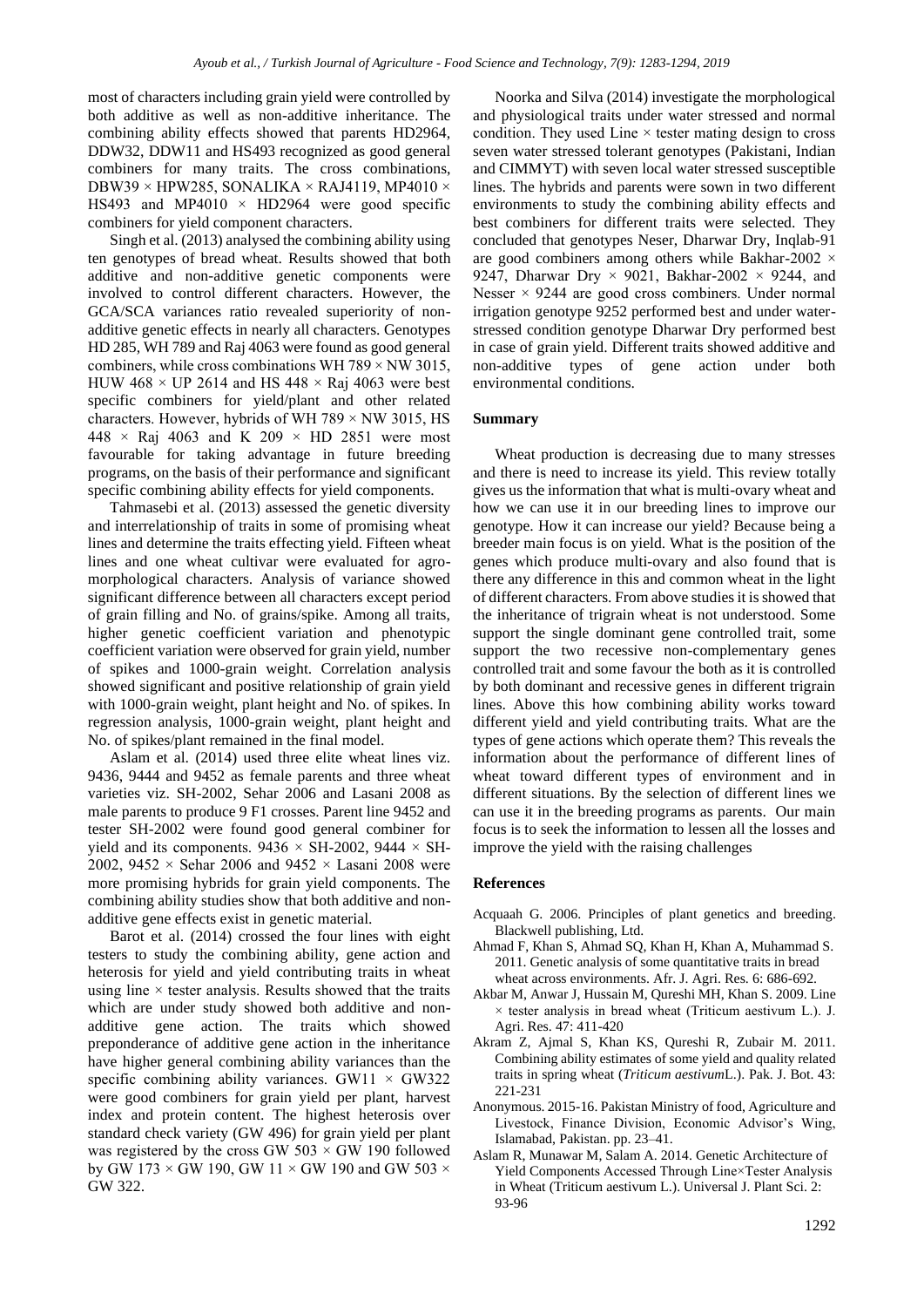most of characters including grain yield were controlled by both additive as well as non-additive inheritance. The combining ability effects showed that parents HD2964, DDW32, DDW11 and HS493 recognized as good general combiners for many traits. The cross combinations, DBW39 × HPW285, SONALIKA × RAJ4119, MP4010 × HS493 and MP4010 × HD2964 were good specific combiners for yield component characters.

Singh et al. (2013) analysed the combining ability using ten genotypes of bread wheat. Results showed that both additive and non-additive genetic components were involved to control different characters. However, the GCA/SCA variances ratio revealed superiority of non-additive genetic effects in nearly all characters. Genotypes HD 285, WH 789 and Raj 4063 were found as good general combiners, while cross combinations WH 789 × NW 3015, HUW 468 × UP 2614 and HS 448 × Raj 4063 were best specific combiners for yield/plant and other related characters. However, hybrids of WH 789 × NW 3015, HS 448 × Raj 4063 and K 209 × HD 2851 were most favourable for taking advantage in future breeding programs, on the basis of their performance and significant specific combining ability effects for yield components.

Tahmasebi et al. (2013) assessed the genetic diversity and interrelationship of traits in some of promising wheat lines and determine the traits effecting yield. Fifteen wheat lines and one wheat cultivar were evaluated for agro-morphological characters. Analysis of variance showed significant difference between all characters except period of grain filling and No. of grains/spike. Among all traits, higher genetic coefficient variation and phenotypic coefficient variation were observed for grain yield, number of spikes and 1000-grain weight. Correlation analysis showed significant and positive relationship of grain yield with 1000-grain weight, plant height and No. of spikes. In regression analysis, 1000-grain weight, plant height and No. of spikes/plant remained in the final model.

Aslam et al. (2014) used three elite wheat lines viz. 9436, 9444 and 9452 as female parents and three wheat varieties viz. SH-2002, Sehar 2006 and Lasani 2008 as male parents to produce 9 F1 crosses. Parent line 9452 and tester SH-2002 were found good general combiner for yield and its components. 9436 × SH-2002, 9444 × SH-2002, 9452 × Sehar 2006 and 9452 × Lasani 2008 were more promising hybrids for grain yield components. The combining ability studies show that both additive and non-additive gene effects exist in genetic material.

Barot et al. (2014) crossed the four lines with eight testers to study the combining ability, gene action and heterosis for yield and yield contributing traits in wheat using line × tester analysis. Results showed that the traits which are under study showed both additive and non-additive gene action. The traits which showed preponderance of additive gene action in the inheritance have higher general combining ability variances than the specific combining ability variances. GW11 × GW322 were good combiners for grain yield per plant, harvest index and protein content. The highest heterosis over standard check variety (GW 496) for grain yield per plant was registered by the cross GW 503 × GW 190 followed by GW 173 × GW 190, GW 11 × GW 190 and GW 503 × GW 322.

Noorka and Silva (2014) investigate the morphological and physiological traits under water stressed and normal condition. They used Line × tester mating design to cross seven water stressed tolerant genotypes (Pakistani, Indian and CIMMYT) with seven local water stressed susceptible lines. The hybrids and parents were sown in two different environments to study the combining ability effects and best combiners for different traits were selected. They concluded that genotypes Neser, Dharwar Dry, Inqlab-91 are good combiners among others while Bakhar-2002 × 9247, Dharwar Dry × 9021, Bakhar-2002 × 9244, and Nesser × 9244 are good cross combiners. Under normal irrigation genotype 9252 performed best and under water-stressed condition genotype Dharwar Dry performed best in case of grain yield. Different traits showed additive and non-additive types of gene action under both environmental conditions.

## Summary

Wheat production is decreasing due to many stresses and there is need to increase its yield. This review totally gives us the information that what is multi-ovary wheat and how we can use it in our breeding lines to improve our genotype. How it can increase our yield? Because being a breeder main focus is on yield. What is the position of the genes which produce multi-ovary and also found that is there any difference in this and common wheat in the light of different characters. From above studies it is showed that the inheritance of trigrain wheat is not understood. Some support the single dominant gene controlled trait, some support the two recessive non-complementary genes controlled trait and some favour the both as it is controlled by both dominant and recessive genes in different trigrain lines. Above this how combining ability works toward different yield and yield contributing traits. What are the types of gene actions which operate them? This reveals the information about the performance of different lines of wheat toward different types of environment and in different situations. By the selection of different lines we can use it in the breeding programs as parents. Our main focus is to seek the information to lessen all the losses and improve the yield with the raising challenges

## References

Acquaah G. 2006. Principles of plant genetics and breeding. Blackwell publishing, Ltd.

Ahmad F, Khan S, Ahmad SQ, Khan H, Khan A, Muhammad S. 2011. Genetic analysis of some quantitative traits in bread wheat across environments. Afr. J. Agri. Res. 6: 686-692.

Akbar M, Anwar J, Hussain M, Qureshi MH, Khan S. 2009. Line × tester analysis in bread wheat (Triticum aestivum L.). J. Agri. Res. 47: 411-420

Akram Z, Ajmal S, Khan KS, Qureshi R, Zubair M. 2011. Combining ability estimates of some yield and quality related traits in spring wheat (*Triticum aestivum*L.). Pak. J. Bot. 43: 221-231

Anonymous. 2015-16. Pakistan Ministry of food, Agriculture and Livestock, Finance Division, Economic Advisor's Wing, Islamabad, Pakistan. pp. 23–41.

Aslam R, Munawar M, Salam A. 2014. Genetic Architecture of Yield Components Accessed Through Line×Tester Analysis in Wheat (Triticum aestivum L.). Universal J. Plant Sci. 2: 93-96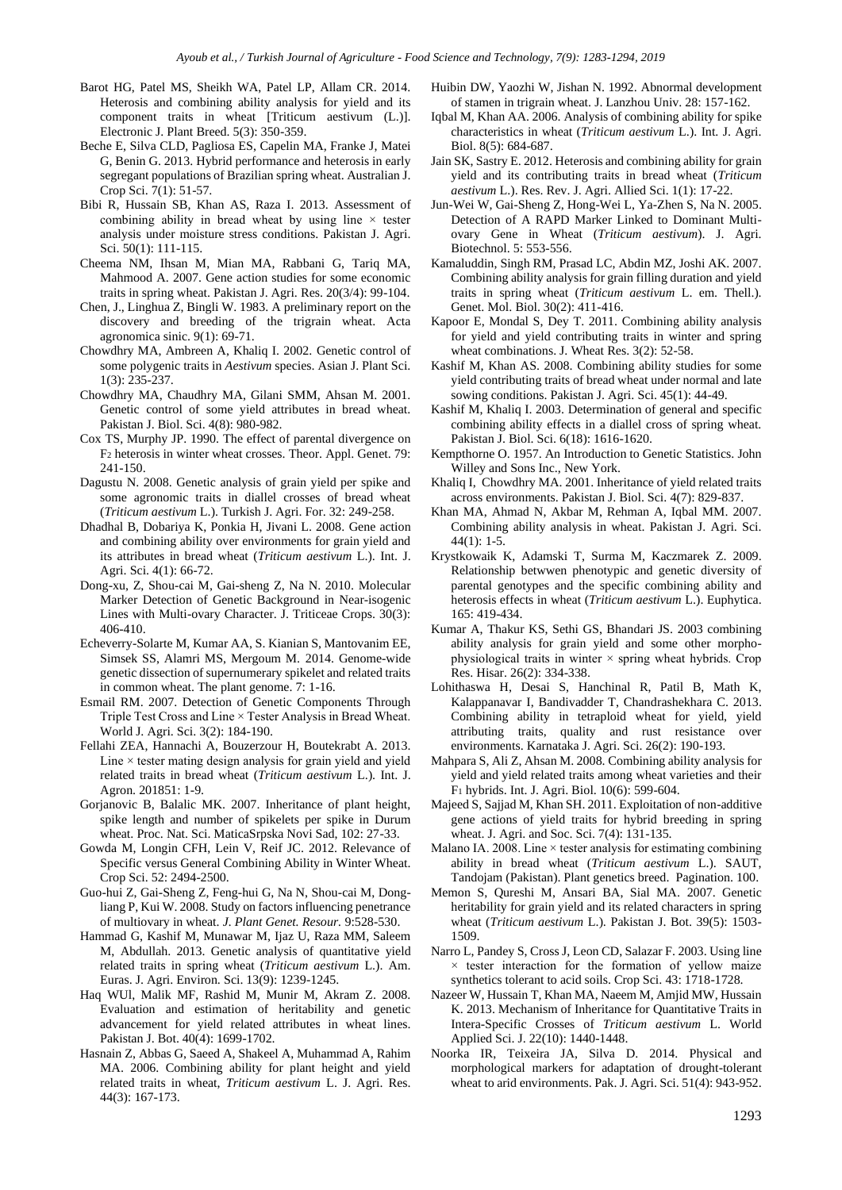Barot HG, Patel MS, Sheikh WA, Patel LP, Allam CR. 2014. Heterosis and combining ability analysis for yield and its component traits in wheat [Triticum aestivum (L.)]. Electronic J. Plant Breed. 5(3): 350-359.

Beche E, Silva CLD, Pagliosa ES, Capelin MA, Franke J, Matei G, Benin G. 2013. Hybrid performance and heterosis in early segregant populations of Brazilian spring wheat. Australian J. Crop Sci. 7(1): 51-57.

Bibi R, Hussain SB, Khan AS, Raza I. 2013. Assessment of combining ability in bread wheat by using line × tester analysis under moisture stress conditions. Pakistan J. Agri. Sci. 50(1): 111-115.

Cheema NM, Ihsan M, Mian MA, Rabbani G, Tariq MA, Mahmood A. 2007. Gene action studies for some economic traits in spring wheat. Pakistan J. Agri. Res. 20(3/4): 99-104.

Chen, J., Linghua Z, Bingli W. 1983. A preliminary report on the discovery and breeding of the trigrain wheat. Acta agronomica sinic. 9(1): 69-71.

Chowdhry MA, Ambreen A, Khaliq I. 2002. Genetic control of some polygenic traits in *Aestivum* species. Asian J. Plant Sci. 1(3): 235-237.

Chowdhry MA, Chaudhry MA, Gilani SMM, Ahsan M. 2001. Genetic control of some yield attributes in bread wheat. Pakistan J. Biol. Sci. 4(8): 980-982.

Cox TS, Murphy JP. 1990. The effect of parental divergence on $F_2$ heterosis in winter wheat crosses. Theor. Appl. Genet. 79: 241-150.

Dagustu N. 2008. Genetic analysis of grain yield per spike and some agronomic traits in diallel crosses of bread wheat (*Triticum aestivum* L.). Turkish J. Agri. For. 32: 249-258.

Dhadhal B, Dobariya K, Ponkia H, Jivani L. 2008. Gene action and combining ability over environments for grain yield and its attributes in bread wheat (*Triticum aestivum* L.). Int. J. Agri. Sci. 4(1): 66-72.

Dong-xu, Z, Shou-cai M, Gai-sheng Z, Na N. 2010. Molecular Marker Detection of Genetic Background in Near-isogenic Lines with Multi-ovary Character. J. Triticeae Crops. 30(3): 406-410.

Echeverry-Solarte M, Kumar AA, S. Kianian S, Mantovanim EE, Simsek SS, Alamri MS, Mergoum M. 2014. Genome-wide genetic dissection of supernumerary spikelet and related traits in common wheat. The plant genome. 7: 1-16.

Esmail RM. 2007. Detection of Genetic Components Through Triple Test Cross and Line × Tester Analysis in Bread Wheat. World J. Agri. Sci. 3(2): 184-190.

Fellahi ZEA, Hannachi A, Bouzerzour H, Boutekrabt A. 2013. Line × tester mating design analysis for grain yield and yield related traits in bread wheat (*Triticum aestivum* L.). Int. J. Agron. 201851: 1-9.

Gorjanovic B, Balalic MK. 2007. Inheritance of plant height, spike length and number of spikelets per spike in Durum wheat. Proc. Nat. Sci. MaticaSrpska Novi Sad, 102: 27-33.

Gowda M, Longin CFH, Lein V, Reif JC. 2012. Relevance of Specific versus General Combining Ability in Winter Wheat. Crop Sci. 52: 2494-2500.

Guo-hui Z, Gai-Sheng Z, Feng-hui G, Na N, Shou-cai M, Dong-liang P, Kui W. 2008. Study on factors influencing penetrance of multiovary in wheat. *J. Plant Genet. Resour.* 9:528-530.

Hammad G, Kashif M, Munawar M, Ijaz U, Raza MM, Saleem M, Abdullah. 2013. Genetic analysis of quantitative yield related traits in spring wheat (*Triticum aestivum* L.). Am. Euras. J. Agri. Environ. Sci. 13(9): 1239-1245.

Haq WUl, Malik MF, Rashid M, Munir M, Akram Z. 2008. Evaluation and estimation of heritability and genetic advancement for yield related attributes in wheat lines. Pakistan J. Bot. 40(4): 1699-1702.

Hasnain Z, Abbas G, Saeed A, Shakeel A, Muhammad A, Rahim MA. 2006. Combining ability for plant height and yield related traits in wheat, *Triticum aestivum* L. J. Agri. Res. 44(3): 167-173.

Huibin DW, Yaozhi W, Jishan N. 1992. Abnormal development of stamen in trigrain wheat. J. Lanzhou Univ. 28: 157-162.

Iqbal M, Khan AA. 2006. Analysis of combining ability for spike characteristics in wheat (*Triticum aestivum* L.). Int. J. Agri. Biol. 8(5): 684-687.

Jain SK, Sastry E. 2012. Heterosis and combining ability for grain yield and its contributing traits in bread wheat (*Triticum aestivum* L.). Res. Rev. J. Agri. Allied Sci. 1(1): 17-22.

Jun-Wei W, Gai-Sheng Z, Hong-Wei L, Ya-Zhen S, Na N. 2005. Detection of A RAPD Marker Linked to Dominant Multi-ovary Gene in Wheat (*Triticum aestivum*). J. Agri. Biotechnol. 5: 553-556.

Kamaluddin, Singh RM, Prasad LC, Abdin MZ, Joshi AK. 2007. Combining ability analysis for grain filling duration and yield traits in spring wheat (*Triticum aestivum* L. em. Thell.). Genet. Mol. Biol. 30(2): 411-416.

Kapoor E, Mondal S, Dey T. 2011. Combining ability analysis for yield and yield contributing traits in winter and spring wheat combinations. J. Wheat Res. 3(2): 52-58.

Kashif M, Khan AS. 2008. Combining ability studies for some yield contributing traits of bread wheat under normal and late sowing conditions. Pakistan J. Agri. Sci. 45(1): 44-49.

Kashif M, Khaliq I. 2003. Determination of general and specific combining ability effects in a diallel cross of spring wheat. Pakistan J. Biol. Sci. 6(18): 1616-1620.

Kempthorne O. 1957. An Introduction to Genetic Statistics. John Willey and Sons Inc., New York.

Khaliq I, Chowdhry MA. 2001. Inheritance of yield related traits across environments. Pakistan J. Biol. Sci. 4(7): 829-837.

Khan MA, Ahmad N, Akbar M, Rehman A, Iqbal MM. 2007. Combining ability analysis in wheat. Pakistan J. Agri. Sci. 44(1): 1-5.

Krystkowaik K, Adamski T, Surma M, Kaczmarek Z. 2009. Relationship betwwen phenotypic and genetic diversity of parental genotypes and the specific combining ability and heterosis effects in wheat (*Triticum aestivum* L.). Euphytica. 165: 419-434.

Kumar A, Thakur KS, Sethi GS, Bhandari JS. 2003 combining ability analysis for grain yield and some other morpho-physiological traits in winter × spring wheat hybrids. Crop Res. Hisar. 26(2): 334-338.

Lohithaswa H, Desai S, Hanchinal R, Patil B, Math K, Kalappanavar I, Bandivadder T, Chandrashekhara C. 2013. Combining ability in tetraploid wheat for yield, yield attributing traits, quality and rust resistance over environments. Karnataka J. Agri. Sci. 26(2): 190-193.

Mahpara S, Ali Z, Ahsan M. 2008. Combining ability analysis for yield and yield related traits among wheat varieties and their $F_1$ hybrids. Int. J. Agri. Biol. 10(6): 599-604.

Majeed S, Sajjad M, Khan SH. 2011. Exploitation of non-additive gene actions of yield traits for hybrid breeding in spring wheat. J. Agri. and Soc. Sci. 7(4): 131-135.

Malano IA. 2008. Line × tester analysis for estimating combining ability in bread wheat (*Triticum aestivum* L.). SAUT, Tandojam (Pakistan). Plant genetics breed. Pagination. 100.

Memon S, Qureshi M, Ansari BA, Sial MA. 2007. Genetic heritability for grain yield and its related characters in spring wheat (*Triticum aestivum* L.). Pakistan J. Bot. 39(5): 1503-1509.

Narro L, Pandey S, Cross J, Leon CD, Salazar F. 2003. Using line × tester interaction for the formation of yellow maize synthetics tolerant to acid soils. Crop Sci. 43: 1718-1728.

Nazeer W, Hussain T, Khan MA, Naeem M, Amjid MW, Hussain K. 2013. Mechanism of Inheritance for Quantitative Traits in Intera-Specific Crosses of *Triticum aestivum* L. World Applied Sci. J. 22(10): 1440-1448.

Noorka IR, Teixeira JA, Silva D. 2014. Physical and morphological markers for adaptation of drought-tolerant wheat to arid environments. Pak. J. Agri. Sci. 51(4): 943-952.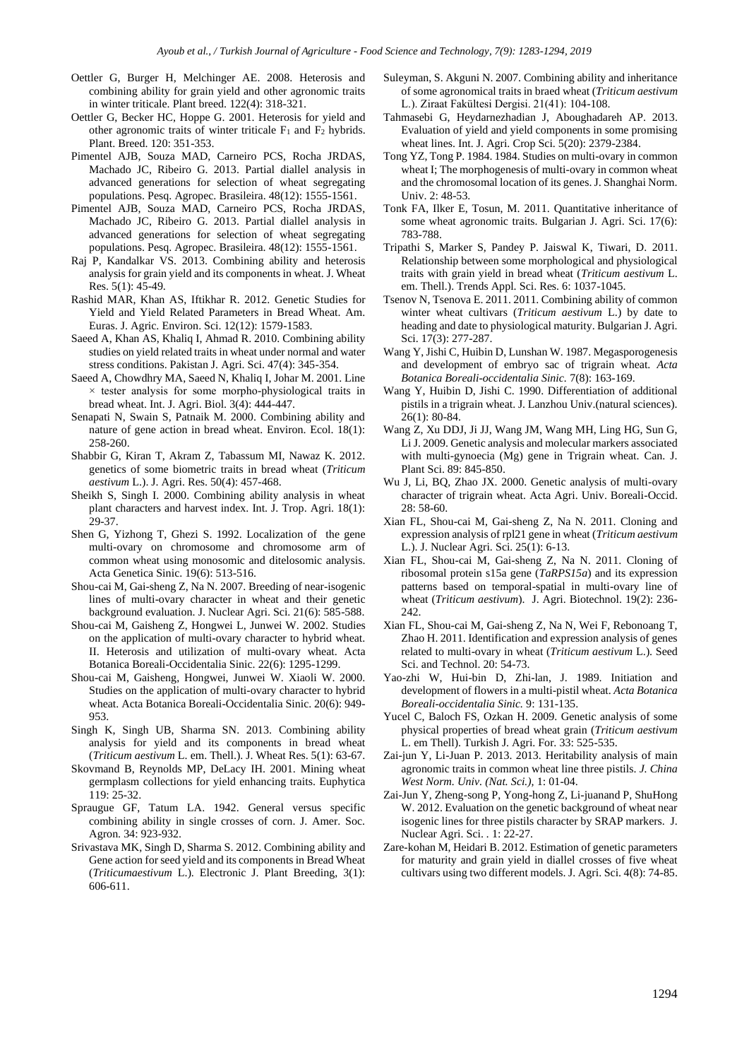Oettler G, Burger H, Melchinger AE. 2008. Heterosis and combining ability for grain yield and other agronomic traits in winter triticale. Plant breed. 122(4): 318-321.

Oettler G, Becker HC, Hoppe G. 2001. Heterosis for yield and other agronomic traits of winter triticale $F_1$ and $F_2$ hybrids. Plant. Breed. 120: 351-353.

Pimentel AJB, Souza MAD, Carneiro PCS, Rocha JRDAS, Machado JC, Ribeiro G. 2013. Partial diallel analysis in advanced generations for selection of wheat segregating populations. Pesq. Agropec. Brasileira. 48(12): 1555-1561.

Pimentel AJB, Souza MAD, Carneiro PCS, Rocha JRDAS, Machado JC, Ribeiro G. 2013. Partial diallel analysis in advanced generations for selection of wheat segregating populations. Pesq. Agropec. Brasileira. 48(12): 1555-1561.

Raj P, Kandalkar VS. 2013. Combining ability and heterosis analysis for grain yield and its components in wheat. J. Wheat Res. 5(1): 45-49.

Rashid MAR, Khan AS, Iftikhar R. 2012. Genetic Studies for Yield and Yield Related Parameters in Bread Wheat. Am. Euras. J. Agric. Environ. Sci. 12(12): 1579-1583.

Saeed A, Khan AS, Khaliq I, Ahmad R. 2010. Combining ability studies on yield related traits in wheat under normal and water stress conditions. Pakistan J. Agri. Sci. 47(4): 345-354.

Saeed A, Chowdhry MA, Saeed N, Khaliq I, Johar M. 2001. Line × tester analysis for some morpho-physiological traits in bread wheat. Int. J. Agri. Biol. 3(4): 444-447.

Senapati N, Swain S, Patnaik M. 2000. Combining ability and nature of gene action in bread wheat. Environ. Ecol. 18(1): 258-260.

Shabbir G, Kiran T, Akram Z, Tabassum MI, Nawaz K. 2012. genetics of some biometric traits in bread wheat (*Triticum aestivum* L.). J. Agri. Res. 50(4): 457-468.

Sheikh S, Singh I. 2000. Combining ability analysis in wheat plant characters and harvest index. Int. J. Trop. Agri. 18(1): 29-37.

Shen G, Yizhong T, Ghezi S. 1992. Localization of the gene multi-ovary on chromosome and chromosome arm of common wheat using monosomic and ditelosomic analysis. Acta Genetica Sinic. 19(6): 513-516.

Shou-cai M, Gai-sheng Z, Na N. 2007. Breeding of near-isogenic lines of multi-ovary character in wheat and their genetic background evaluation. J. Nuclear Agri. Sci. 21(6): 585-588.

Shou-cai M, Gaisheng Z, Hongwei L, Junwei W. 2002. Studies on the application of multi-ovary character to hybrid wheat. II. Heterosis and utilization of multi-ovary wheat. Acta Botanica Boreali-Occidentalia Sinic. 22(6): 1295-1299.

Shou-cai M, Gaisheng, Hongwei, Junwei W. Xiaoli W. 2000. Studies on the application of multi-ovary character to hybrid wheat. Acta Botanica Boreali-Occidentalia Sinic. 20(6): 949-953.

Singh K, Singh UB, Sharma SN. 2013. Combining ability analysis for yield and its components in bread wheat (*Triticum aestivum* L. em. Thell.). J. Wheat Res. 5(1): 63-67.

Skovmand B, Reynolds MP, DeLacy IH. 2001. Mining wheat germplasm collections for yield enhancing traits. Euphytica 119: 25-32.

Spraugue GF, Tatum LA. 1942. General versus specific combining ability in single crosses of corn. J. Amer. Soc. Agron. 34: 923-932.

Srivastava MK, Singh D, Sharma S. 2012. Combining ability and Gene action for seed yield and its components in Bread Wheat (*Triticumaestivum* L.). Electronic J. Plant Breeding, 3(1): 606-611.

Suleyman, S. Akguni N. 2007. Combining ability and inheritance of some agronomical traits in braed wheat (*Triticum aestivum* L.). Ziraat Fakültesi Dergisi. 21(41): 104-108.

Tahmasebi G, Heydarnezhadian J, Aboughadareh AP. 2013. Evaluation of yield and yield components in some promising wheat lines. Int. J. Agri. Crop Sci. 5(20): 2379-2384.

Tong YZ, Tong P. 1984. 1984. Studies on multi-ovary in common wheat I; The morphogenesis of multi-ovary in common wheat and the chromosomal location of its genes. J. Shanghai Norm. Univ. 2: 48-53.

Tonk FA, Ilker E, Tosun, M. 2011. Quantitative inheritance of some wheat agronomic traits. Bulgarian J. Agri. Sci. 17(6): 783-788.

Tripathi S, Marker S, Pandey P. Jaiswal K, Tiwari, D. 2011. Relationship between some morphological and physiological traits with grain yield in bread wheat (*Triticum aestivum* L. em. Thell.). Trends Appl. Sci. Res. 6: 1037-1045.

Tsenov N, Tsenova E. 2011. 2011. Combining ability of common winter wheat cultivars (*Triticum aestivum* L.) by date to heading and date to physiological maturity. Bulgarian J. Agri. Sci. 17(3): 277-287.

Wang Y, Jishi C, Huibin D, Lunshan W. 1987. Megasporogenesis and development of embryo sac of trigrain wheat. *Acta Botanica Boreali-occidentalia Sinic.* 7(8): 163-169.

Wang Y, Huibin D, Jishi C. 1990. Differentiation of additional pistils in a trigrain wheat. J. Lanzhou Univ.(natural sciences). 26(1): 80-84.

Wang Z, Xu DDJ, Ji JJ, Wang JM, Wang MH, Ling HG, Sun G, Li J. 2009. Genetic analysis and molecular markers associated with multi-gynoecia (Mg) gene in Trigrain wheat. Can. J. Plant Sci. 89: 845-850.

Wu J, Li, BQ, Zhao JX. 2000. Genetic analysis of multi-ovary character of trigrain wheat. Acta Agri. Univ. Boreali-Occid. 28: 58-60.

Xian FL, Shou-cai M, Gai-sheng Z, Na N. 2011. Cloning and expression analysis of rpl21 gene in wheat (*Triticum aestivum* L.). J. Nuclear Agri. Sci. 25(1): 6-13.

Xian FL, Shou-cai M, Gai-sheng Z, Na N. 2011. Cloning of ribosomal protein s15a gene (*TaRPS15a*) and its expression patterns based on temporal-spatial in multi-ovary line of wheat (*Triticum aestivum*). J. Agri. Biotechnol. 19(2): 236-242.

Xian FL, Shou-cai M, Gai-sheng Z, Na N, Wei F, Rebonoang T, Zhao H. 2011. Identification and expression analysis of genes related to multi-ovary in wheat (*Triticum aestivum* L.). Seed Sci. and Technol. 20: 54-73.

Yao-zhi W, Hui-bin D, Zhi-lan, J. 1989. Initiation and development of flowers in a multi-pistil wheat. *Acta Botanica Boreali-occidentalia Sinic.* 9: 131-135.

Yucel C, Baloch FS, Ozkan H. 2009. Genetic analysis of some physical properties of bread wheat grain (*Triticum aestivum* L. em Thell). Turkish J. Agri. For. 33: 525-535.

Zai-jun Y, Li-Juan P. 2013. 2013. Heritability analysis of main agronomic traits in common wheat line three pistils. *J. China West Norm. Univ. (Nat. Sci.)*, 1: 01-04.

Zai-Jun Y, Zheng-song P, Yong-hong Z, Li-juanand P, ShuHong W. 2012. Evaluation on the genetic background of wheat near isogenic lines for three pistils character by SRAP markers. J. Nuclear Agri. Sci. . 1: 22-27.

Zare-kohan M, Heidari B. 2012. Estimation of genetic parameters for maturity and grain yield in diallel crosses of five wheat cultivars using two different models. J. Agri. Sci. 4(8): 74-85.